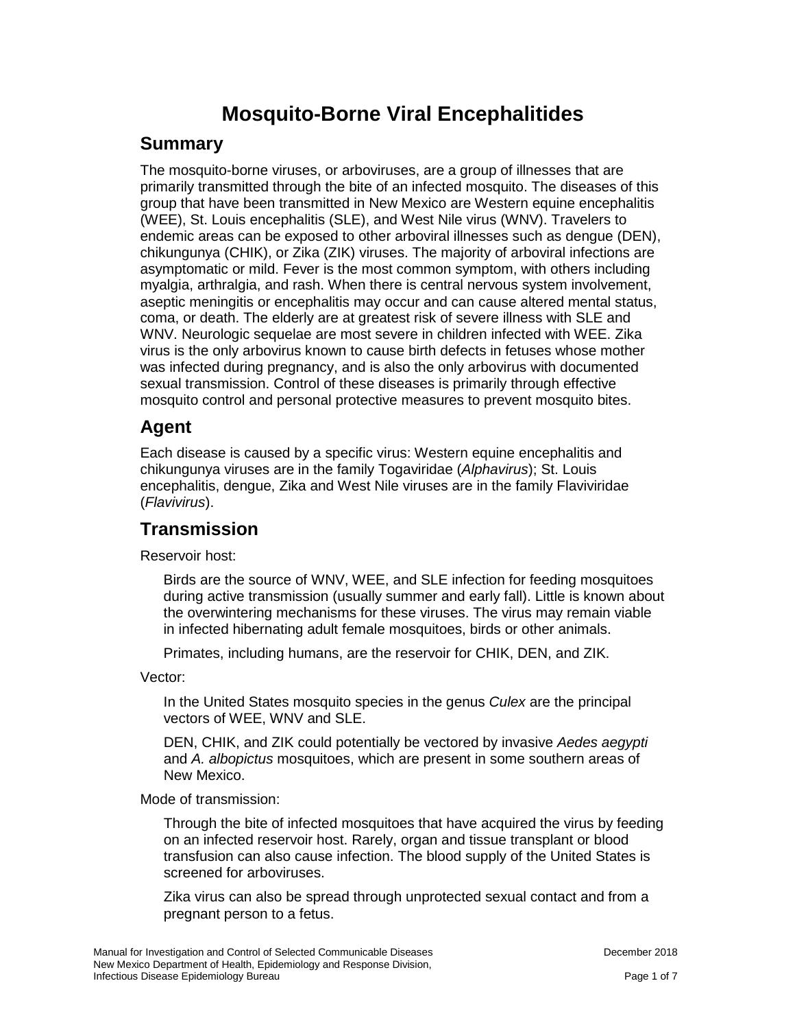# Mosquito-Borne Viral Encephalitides

## Summary

The mosquito-borne viruses, or arboviruses, are a group of illnesses that are primarily transmitted through the bite of an infected mosquito. The diseases of this group that have been transmitted in New Mexico are Western equine encephalitis (WEE), St. Louis encephalitis (SLE), and West Nile virus (WNV). Travelers to endemic areas can be exposed to other arboviral illnesses such as dengue (DEN), chikungunya (CHIK), or Zika (ZIK) viruses. The majority of arboviral infections are asymptomatic or mild. Fever is the most common symptom, with others including myalgia, arthralgia, and rash. When there is central nervous system involvement, aseptic meningitis or encephalitis may occur and can cause altered mental status, coma, or death. The elderly are at greatest risk of severe illness with SLE and WNV. Neurologic sequelae are most severe in children infected with WEE. Zika virus is the only arbovirus known to cause birth defects in fetuses whose mother was infected during pregnancy, and is also the only arbovirus with documented sexual transmission. Control of these diseases is primarily through effective mosquito control and personal protective measures to prevent mosquito bites.

## Agent

Each disease is caused by a specific virus: Western equine encephalitis and chikungunya viruses are in the family Togaviridae (*Alphavirus*); St. Louis encephalitis, dengue, Zika and West Nile viruses are in the family Flaviviridae (*Flavivirus*).

## Transmission

Reservoir host:

Birds are the source of WNV, WEE, and SLE infection for feeding mosquitoes during active transmission (usually summer and early fall). Little is known about the overwintering mechanisms for these viruses. The virus may remain viable in infected hibernating adult female mosquitoes, birds or other animals.

Primates, including humans, are the reservoir for CHIK, DEN, and ZIK.

Vector:

In the United States mosquito species in the genus *Culex* are the principal vectors of WEE, WNV and SLE.

DEN, CHIK, and ZIK could potentially be vectored by invasive *Aedes aegypti* and *A. albopictus* mosquitoes, which are present in some southern areas of New Mexico.

Mode of transmission:

Through the bite of infected mosquitoes that have acquired the virus by feeding on an infected reservoir host. Rarely, organ and tissue transplant or blood transfusion can also cause infection. The blood supply of the United States is screened for arboviruses.

Zika virus can also be spread through unprotected sexual contact and from a pregnant person to a fetus.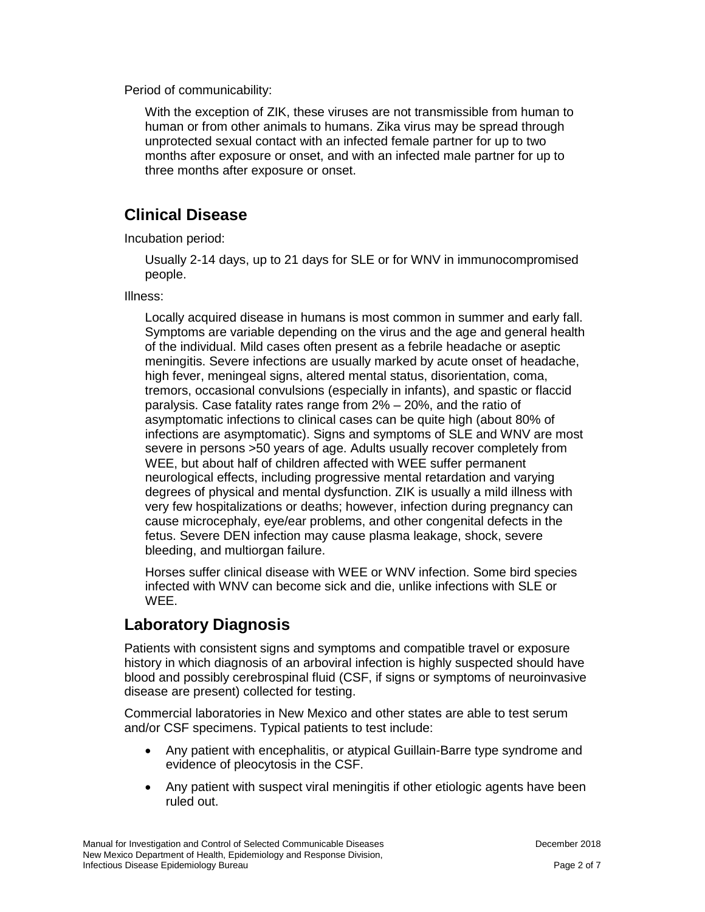Period of communicability:

With the exception of ZIK, these viruses are not transmissible from human to human or from other animals to humans. Zika virus may be spread through unprotected sexual contact with an infected female partner for up to two months after exposure or onset, and with an infected male partner for up to three months after exposure or onset.

## Clinical Disease

Incubation period:

Usually 2-14 days, up to 21 days for SLE or for WNV in immunocompromised people.

Illness:

Locally acquired disease in humans is most common in summer and early fall. Symptoms are variable depending on the virus and the age and general health of the individual. Mild cases often present as a febrile headache or aseptic meningitis. Severe infections are usually marked by acute onset of headache, high fever, meningeal signs, altered mental status, disorientation, coma, tremors, occasional convulsions (especially in infants), and spastic or flaccid paralysis. Case fatality rates range from 2% – 20%, and the ratio of asymptomatic infections to clinical cases can be quite high (about 80% of infections are asymptomatic). Signs and symptoms of SLE and WNV are most severe in persons >50 years of age. Adults usually recover completely from WEE, but about half of children affected with WEE suffer permanent neurological effects, including progressive mental retardation and varying degrees of physical and mental dysfunction. ZIK is usually a mild illness with very few hospitalizations or deaths; however, infection during pregnancy can cause microcephaly, eye/ear problems, and other congenital defects in the fetus. Severe DEN infection may cause plasma leakage, shock, severe bleeding, and multiorgan failure.

Horses suffer clinical disease with WEE or WNV infection. Some bird species infected with WNV can become sick and die, unlike infections with SLE or WEE.

## Laboratory Diagnosis

Patients with consistent signs and symptoms and compatible travel or exposure history in which diagnosis of an arboviral infection is highly suspected should have blood and possibly cerebrospinal fluid (CSF, if signs or symptoms of neuroinvasive disease are present) collected for testing.

Commercial laboratories in New Mexico and other states are able to test serum and/or CSF specimens. Typical patients to test include:

- Any patient with encephalitis, or atypical Guillain-Barre type syndrome and evidence of pleocytosis in the CSF.
- Any patient with suspect viral meningitis if other etiologic agents have been ruled out.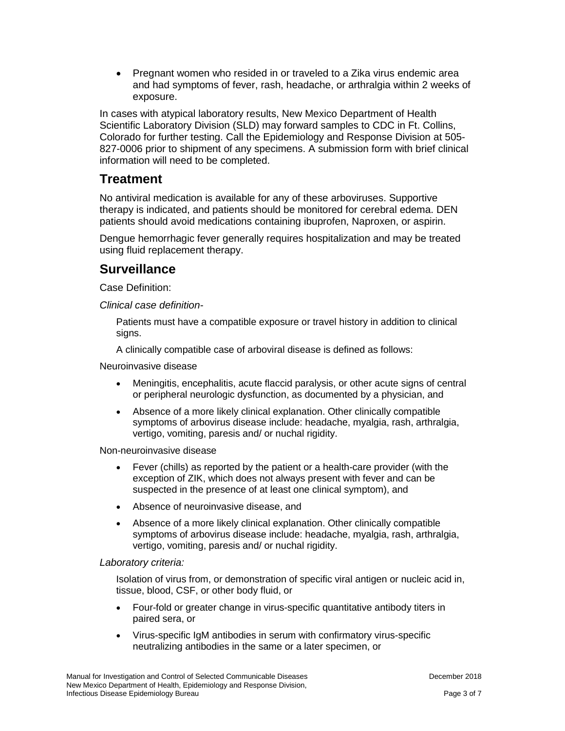- Pregnant women who resided in or traveled to a Zika virus endemic area and had symptoms of fever, rash, headache, or arthralgia within 2 weeks of exposure.

In cases with atypical laboratory results, New Mexico Department of Health Scientific Laboratory Division (SLD) may forward samples to CDC in Ft. Collins, Colorado for further testing. Call the Epidemiology and Response Division at 505-827-0006 prior to shipment of any specimens. A submission form with brief clinical information will need to be completed.

## Treatment

No antiviral medication is available for any of these arboviruses. Supportive therapy is indicated, and patients should be monitored for cerebral edema. DEN patients should avoid medications containing ibuprofen, Naproxen, or aspirin.

Dengue hemorrhagic fever generally requires hospitalization and may be treated using fluid replacement therapy.

## Surveillance

Case Definition:

*Clinical case definition-*

Patients must have a compatible exposure or travel history in addition to clinical signs.

A clinically compatible case of arboviral disease is defined as follows:

Neuroinvasive disease

- Meningitis, encephalitis, acute flaccid paralysis, or other acute signs of central or peripheral neurologic dysfunction, as documented by a physician, and
- Absence of a more likely clinical explanation. Other clinically compatible symptoms of arbovirus disease include: headache, myalgia, rash, arthralgia, vertigo, vomiting, paresis and/ or nuchal rigidity.

Non-neuroinvasive disease

- Fever (chills) as reported by the patient or a health-care provider (with the exception of ZIK, which does not always present with fever and can be suspected in the presence of at least one clinical symptom), and
- Absence of neuroinvasive disease, and
- Absence of a more likely clinical explanation. Other clinically compatible symptoms of arbovirus disease include: headache, myalgia, rash, arthralgia, vertigo, vomiting, paresis and/ or nuchal rigidity.

*Laboratory criteria:*

Isolation of virus from, or demonstration of specific viral antigen or nucleic acid in, tissue, blood, CSF, or other body fluid, or

- Four-fold or greater change in virus-specific quantitative antibody titers in paired sera, or
- Virus-specific IgM antibodies in serum with confirmatory virus-specific neutralizing antibodies in the same or a later specimen, or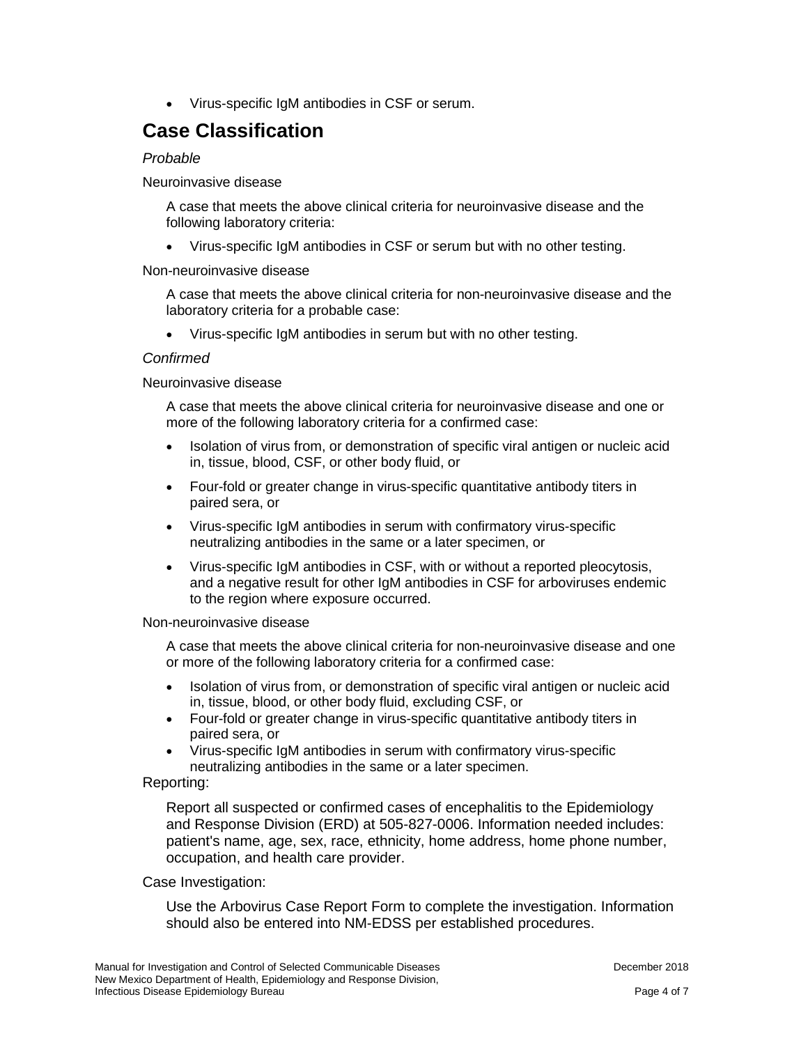- Virus-specific IgM antibodies in CSF or serum.

## Case Classification

*Probable*

Neuroinvasive disease

A case that meets the above clinical criteria for neuroinvasive disease and the following laboratory criteria:

- Virus-specific IgM antibodies in CSF or serum but with no other testing.

Non-neuroinvasive disease

A case that meets the above clinical criteria for non-neuroinvasive disease and the laboratory criteria for a probable case:

- Virus-specific IgM antibodies in serum but with no other testing.

*Confirmed*

Neuroinvasive disease

A case that meets the above clinical criteria for neuroinvasive disease and one or more of the following laboratory criteria for a confirmed case:

- Isolation of virus from, or demonstration of specific viral antigen or nucleic acid in, tissue, blood, CSF, or other body fluid, or
- Four-fold or greater change in virus-specific quantitative antibody titers in paired sera, or
- Virus-specific IgM antibodies in serum with confirmatory virus-specific neutralizing antibodies in the same or a later specimen, or
- Virus-specific IgM antibodies in CSF, with or without a reported pleocytosis, and a negative result for other IgM antibodies in CSF for arboviruses endemic to the region where exposure occurred.

Non-neuroinvasive disease

A case that meets the above clinical criteria for non-neuroinvasive disease and one or more of the following laboratory criteria for a confirmed case:

- Isolation of virus from, or demonstration of specific viral antigen or nucleic acid in, tissue, blood, or other body fluid, excluding CSF, or
- Four-fold or greater change in virus-specific quantitative antibody titers in paired sera, or
- Virus-specific IgM antibodies in serum with confirmatory virus-specific neutralizing antibodies in the same or a later specimen.

Reporting:

Report all suspected or confirmed cases of encephalitis to the Epidemiology and Response Division (ERD) at 505-827-0006. Information needed includes: patient's name, age, sex, race, ethnicity, home address, home phone number, occupation, and health care provider.

Case Investigation:

Use the Arbovirus Case Report Form to complete the investigation. Information should also be entered into NM-EDSS per established procedures.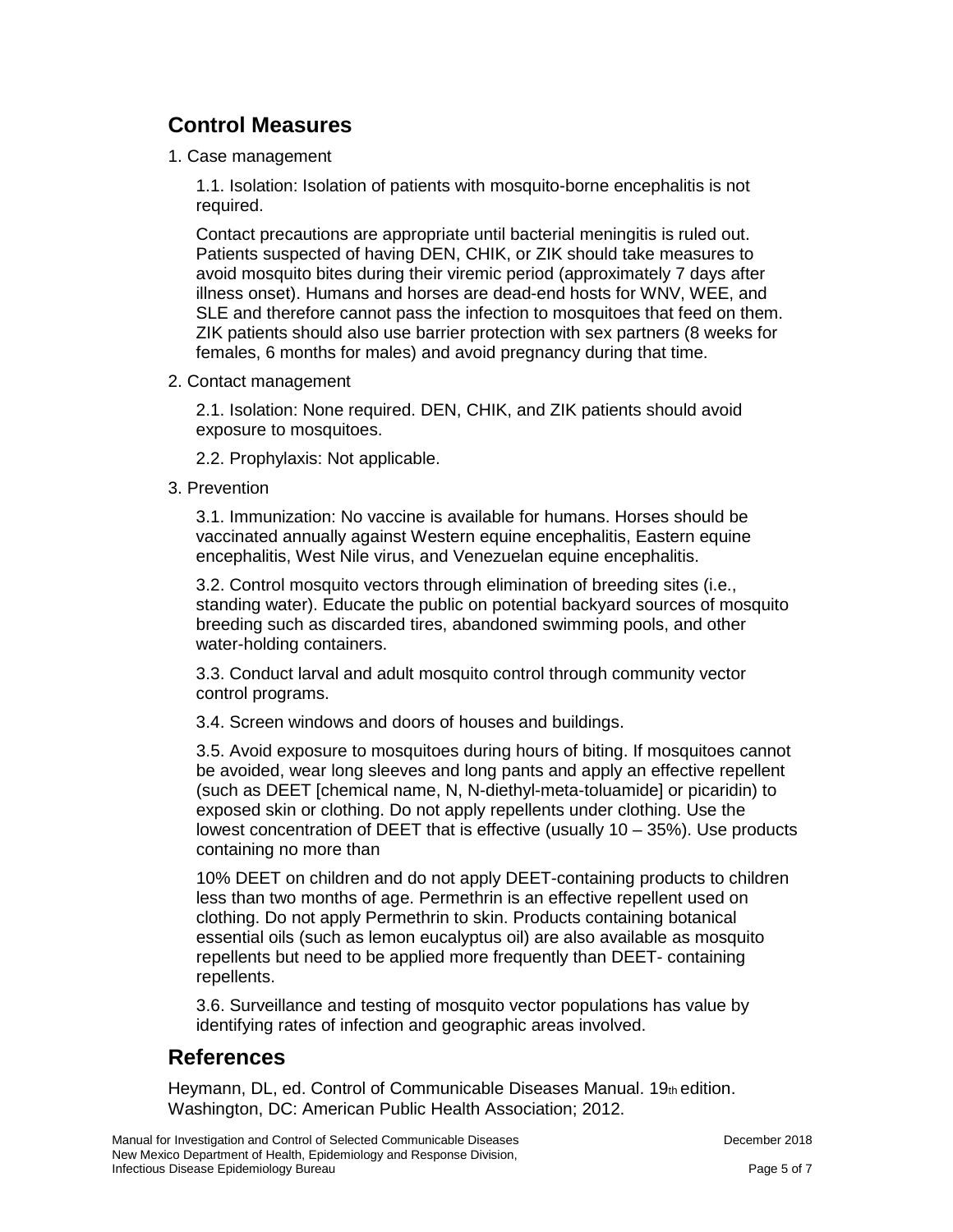## Control Measures

1. Case management

   1.1. Isolation: Isolation of patients with mosquito-borne encephalitis is not required.

   Contact precautions are appropriate until bacterial meningitis is ruled out. Patients suspected of having DEN, CHIK, or ZIK should take measures to avoid mosquito bites during their viremic period (approximately 7 days after illness onset). Humans and horses are dead-end hosts for WNV, WEE, and SLE and therefore cannot pass the infection to mosquitoes that feed on them. ZIK patients should also use barrier protection with sex partners (8 weeks for females, 6 months for males) and avoid pregnancy during that time.

2. Contact management

   2.1. Isolation: None required. DEN, CHIK, and ZIK patients should avoid exposure to mosquitoes.

   2.2. Prophylaxis: Not applicable.

3. Prevention

   3.1. Immunization: No vaccine is available for humans. Horses should be vaccinated annually against Western equine encephalitis, Eastern equine encephalitis, West Nile virus, and Venezuelan equine encephalitis.

   3.2. Control mosquito vectors through elimination of breeding sites (i.e., standing water). Educate the public on potential backyard sources of mosquito breeding such as discarded tires, abandoned swimming pools, and other water-holding containers.

   3.3. Conduct larval and adult mosquito control through community vector control programs.

   3.4. Screen windows and doors of houses and buildings.

   3.5. Avoid exposure to mosquitoes during hours of biting. If mosquitoes cannot be avoided, wear long sleeves and long pants and apply an effective repellent (such as DEET [chemical name, N, N-diethyl-meta-toluamide] or picaridin) to exposed skin or clothing. Do not apply repellents under clothing. Use the lowest concentration of DEET that is effective (usually 10 – 35%). Use products containing no more than

   10% DEET on children and do not apply DEET-containing products to children less than two months of age. Permethrin is an effective repellent used on clothing. Do not apply Permethrin to skin. Products containing botanical essential oils (such as lemon eucalyptus oil) are also available as mosquito repellents but need to be applied more frequently than DEET- containing repellents.

   3.6. Surveillance and testing of mosquito vector populations has value by identifying rates of infection and geographic areas involved.

## References

Heymann, DL, ed. Control of Communicable Diseases Manual. 19th edition. Washington, DC: American Public Health Association; 2012.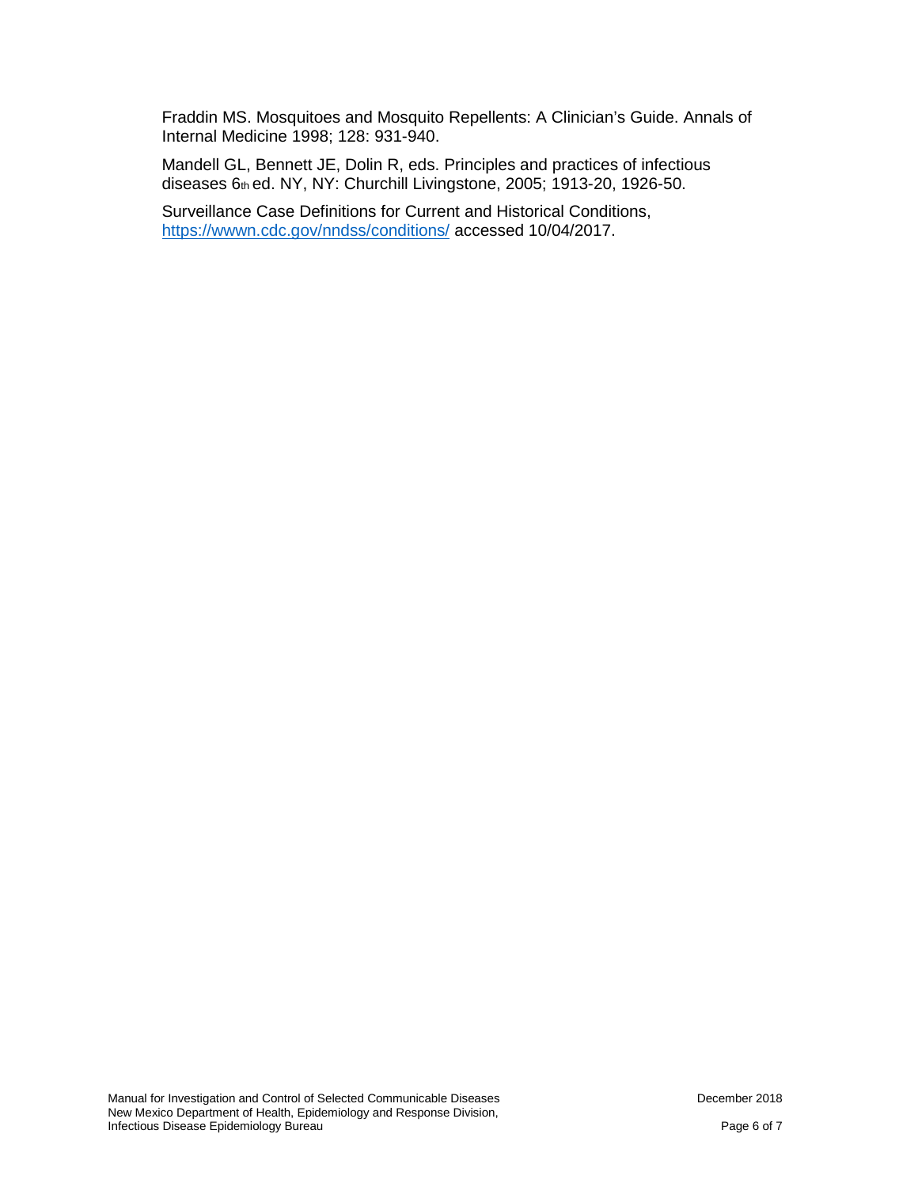Fraddin MS. Mosquitoes and Mosquito Repellents: A Clinician's Guide. Annals of Internal Medicine 1998; 128: 931-940.

Mandell GL, Bennett JE, Dolin R, eds. Principles and practices of infectious diseases 6th ed. NY, NY: Churchill Livingstone, 2005; 1913-20, 1926-50.

Surveillance Case Definitions for Current and Historical Conditions, https://wwwn.cdc.gov/nndss/conditions/ accessed 10/04/2017.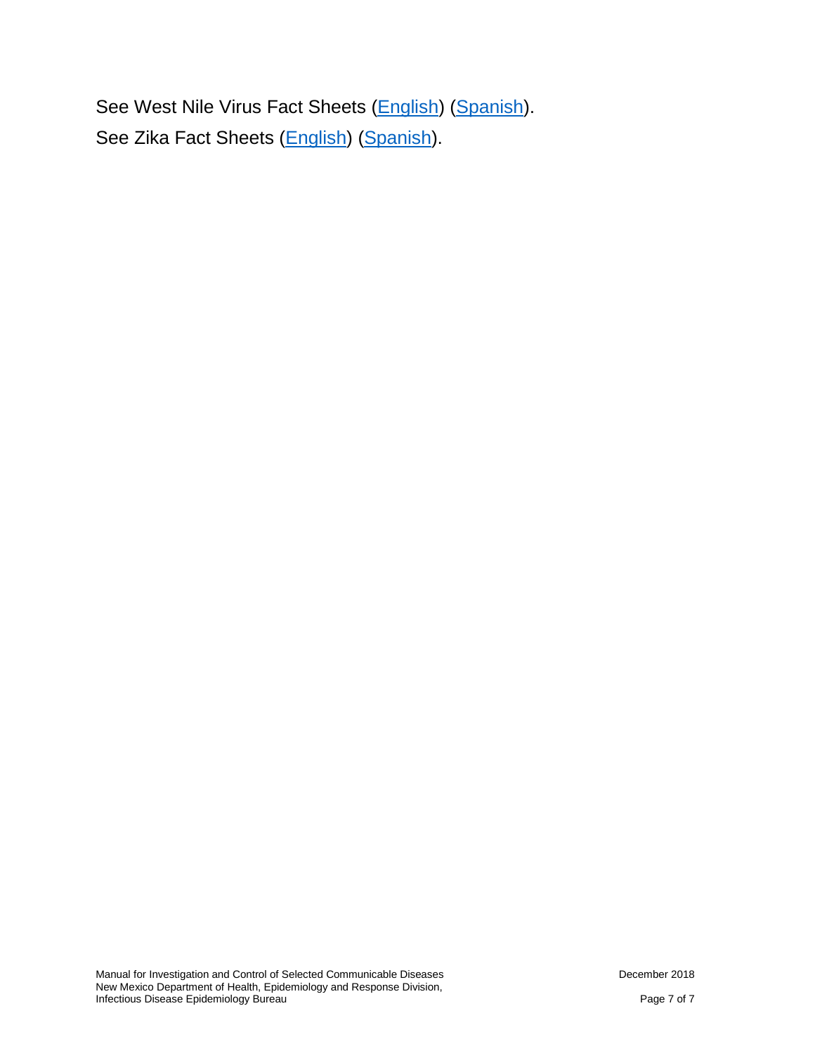See West Nile Virus Fact Sheets (English) (Spanish).

See Zika Fact Sheets (English) (Spanish).